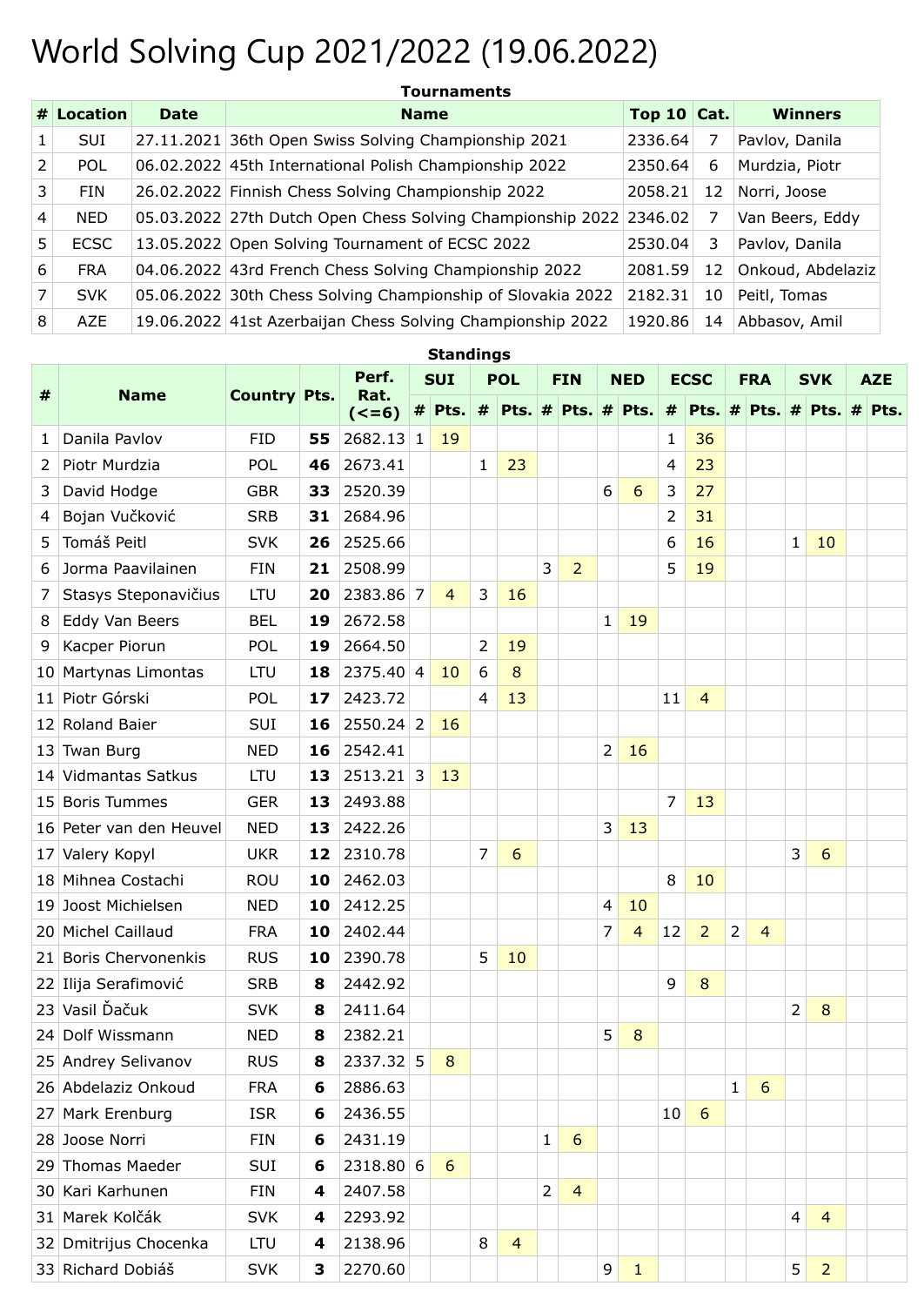# World Solving Cup 2021/2022 (19.06.2022)

**Tournaments**

| # | Location | Date | Name | Top 10 | Cat. | Winners |
|---|---|---|---|---|---|---|
| 1 | SUI | 27.11.2021 | 36th Open Swiss Solving Championship 2021 | 2336.64 | 7 | Pavlov, Danila |
| 2 | POL | 06.02.2022 | 45th International Polish Championship 2022 | 2350.64 | 6 | Murdzia, Piotr |
| 3 | FIN | 26.02.2022 | Finnish Chess Solving Championship 2022 | 2058.21 | 12 | Norri, Joose |
| 4 | NED | 05.03.2022 | 27th Dutch Open Chess Solving Championship 2022 | 2346.02 | 7 | Van Beers, Eddy |
| 5 | ECSC | 13.05.2022 | Open Solving Tournament of ECSC 2022 | 2530.04 | 3 | Pavlov, Danila |
| 6 | FRA | 04.06.2022 | 43rd French Chess Solving Championship 2022 | 2081.59 | 12 | Onkoud, Abdelaziz |
| 7 | SVK | 05.06.2022 | 30th Chess Solving Championship of Slovakia 2022 | 2182.31 | 10 | Peitl, Tomas |
| 8 | AZE | 19.06.2022 | 41st Azerbaijan Chess Solving Championship 2022 | 1920.86 | 14 | Abbasov, Amil |

**Standings**

| # | Name | Country | Pts. | Perf. Rat. (<=6) | SUI | | POL | | FIN | | NED | | ECSC | | FRA | | SVK | | AZE | |
|---|---|---|---|---|---|---|---|---|---|---|---|---|---|---|---|---|---|---|---|---|
| | | | | | # | Pts. | # | Pts. | # | Pts. | # | Pts. | # | Pts. | # | Pts. | # | Pts. | # | Pts. |
| 1 | Danila Pavlov | FID | **55** | 2682.13 | 1 | 19 | | | | | | | 1 | 36 | | | | | | |
| 2 | Piotr Murdzia | POL | **46** | 2673.41 | | | 1 | 23 | | | | | 4 | 23 | | | | | | |
| 3 | David Hodge | GBR | **33** | 2520.39 | | | | | | | 6 | 6 | 3 | 27 | | | | | | |
| 4 | Bojan Vučković | SRB | **31** | 2684.96 | | | | | | | | | 2 | 31 | | | | | | |
| 5 | Tomáš Peitl | SVK | **26** | 2525.66 | | | | | | | | | 6 | 16 | | | 1 | 10 | | |
| 6 | Jorma Paavilainen | FIN | **21** | 2508.99 | | | | | 3 | 2 | | | 5 | 19 | | | | | | |
| 7 | Stasys Steponavičius | LTU | **20** | 2383.86 | 7 | 4 | 3 | 16 | | | | | | | | | | | | |
| 8 | Eddy Van Beers | BEL | **19** | 2672.58 | | | | | | | 1 | 19 | | | | | | | | |
| 9 | Kacper Piorun | POL | **19** | 2664.50 | | | 2 | 19 | | | | | | | | | | | | |
| 10 | Martynas Limontas | LTU | **18** | 2375.40 | 4 | 10 | 6 | 8 | | | | | | | | | | | | |
| 11 | Piotr Górski | POL | **17** | 2423.72 | | | 4 | 13 | | | | | 11 | 4 | | | | | | |
| 12 | Roland Baier | SUI | **16** | 2550.24 | 2 | 16 | | | | | | | | | | | | | | |
| 13 | Twan Burg | NED | **16** | 2542.41 | | | | | | | 2 | 16 | | | | | | | | |
| 14 | Vidmantas Satkus | LTU | **13** | 2513.21 | 3 | 13 | | | | | | | | | | | | | | |
| 15 | Boris Tummes | GER | **13** | 2493.88 | | | | | | | | | 7 | 13 | | | | | | |
| 16 | Peter van den Heuvel | NED | **13** | 2422.26 | | | | | | | 3 | 13 | | | | | | | | |
| 17 | Valery Kopyl | UKR | **12** | 2310.78 | | | 7 | 6 | | | | | | | | | 3 | 6 | | |
| 18 | Mihnea Costachi | ROU | **10** | 2462.03 | | | | | | | | | 8 | 10 | | | | | | |
| 19 | Joost Michielsen | NED | **10** | 2412.25 | | | | | | | 4 | 10 | | | | | | | | |
| 20 | Michel Caillaud | FRA | **10** | 2402.44 | | | | | | | 7 | 4 | 12 | 2 | 2 | 4 | | | | |
| 21 | Boris Chervonenkis | RUS | **10** | 2390.78 | | | 5 | 10 | | | | | | | | | | | | |
| 22 | Ilija Serafimović | SRB | **8** | 2442.92 | | | | | | | | | 9 | 8 | | | | | | |
| 23 | Vasil Ďačuk | SVK | **8** | 2411.64 | | | | | | | | | | | | | 2 | 8 | | |
| 24 | Dolf Wissmann | NED | **8** | 2382.21 | | | | | | | 5 | 8 | | | | | | | | |
| 25 | Andrey Selivanov | RUS | **8** | 2337.32 | 5 | 8 | | | | | | | | | | | | | | |
| 26 | Abdelaziz Onkoud | FRA | **6** | 2886.63 | | | | | | | | | | | 1 | 6 | | | | |
| 27 | Mark Erenburg | ISR | **6** | 2436.55 | | | | | | | | | 10 | 6 | | | | | | |
| 28 | Joose Norri | FIN | **6** | 2431.19 | | | | | 1 | 6 | | | | | | | | | | |
| 29 | Thomas Maeder | SUI | **6** | 2318.80 | 6 | 6 | | | | | | | | | | | | | | |
| 30 | Kari Karhunen | FIN | **4** | 2407.58 | | | | | 2 | 4 | | | | | | | | | | |
| 31 | Marek Kolčák | SVK | **4** | 2293.92 | | | | | | | | | | | | | 4 | 4 | | |
| 32 | Dmitrijus Chocenka | LTU | **4** | 2138.96 | | | 8 | 4 | | | | | | | | | | | | |
| 33 | Richard Dobiáš | SVK | **3** | 2270.60 | | | | | | | 9 | 1 | | | | | 5 | 2 | | |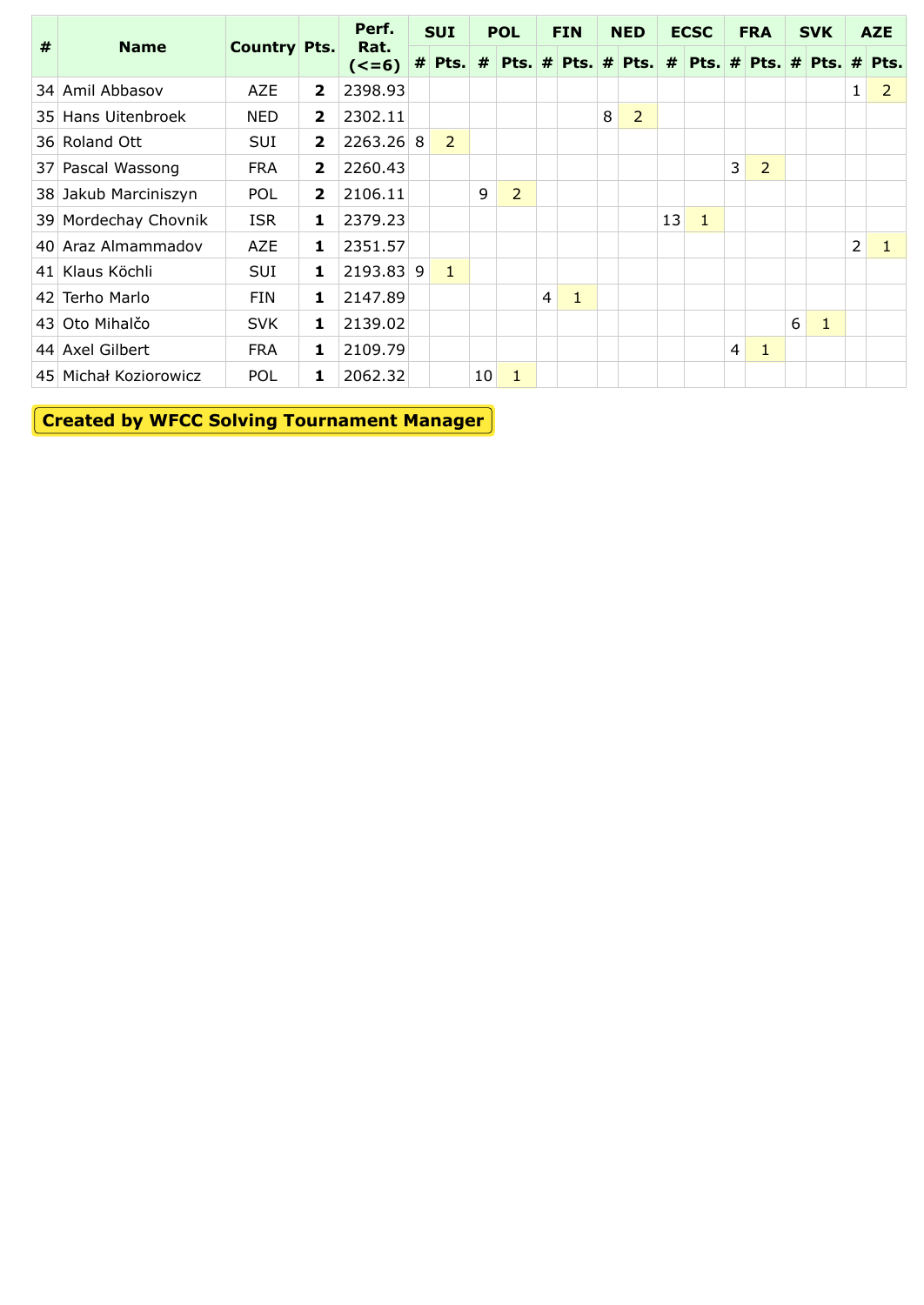| # | Name | Country | Pts. | Perf. Rat. (<=6) | SUI | | POL | | FIN | | NED | | ECSC | | FRA | | SVK | | AZE | |
|---|---|---|---|---|---|---|---|---|---|---|---|---|---|---|---|---|---|---|---|---|
| | | | | | # | Pts. | # | Pts. | # | Pts. | # | Pts. | # | Pts. | # | Pts. | # | Pts. | # | Pts. |
| 34 | Amil Abbasov | AZE | **2** | 2398.93 | | | | | | | | | | | | | | | 1 | 2 |
| 35 | Hans Uitenbroek | NED | **2** | 2302.11 | | | | | | | 8 | 2 | | | | | | | | |
| 36 | Roland Ott | SUI | **2** | 2263.26 | 8 | 2 | | | | | | | | | | | | | | |
| 37 | Pascal Wassong | FRA | **2** | 2260.43 | | | | | | | | | | | 3 | 2 | | | | |
| 38 | Jakub Marciniszyn | POL | **2** | 2106.11 | | | 9 | 2 | | | | | | | | | | | | |
| 39 | Mordechay Chovnik | ISR | **1** | 2379.23 | | | | | | | | | 13 | 1 | | | | | | |
| 40 | Araz Almammadov | AZE | **1** | 2351.57 | | | | | | | | | | | | | | | 2 | 1 |
| 41 | Klaus Köchli | SUI | **1** | 2193.83 | 9 | 1 | | | | | | | | | | | | | | |
| 42 | Terho Marlo | FIN | **1** | 2147.89 | | | | | 4 | 1 | | | | | | | | | | |
| 43 | Oto Mihalčo | SVK | **1** | 2139.02 | | | | | | | | | | | | | 6 | 1 | | |
| 44 | Axel Gilbert | FRA | **1** | 2109.79 | | | | | | | | | | | 4 | 1 | | | | |
| 45 | Michał Koziorowicz | POL | **1** | 2062.32 | | | 10 | 1 | | | | | | | | | | | | |

**Created by WFCC Solving Tournament Manager**